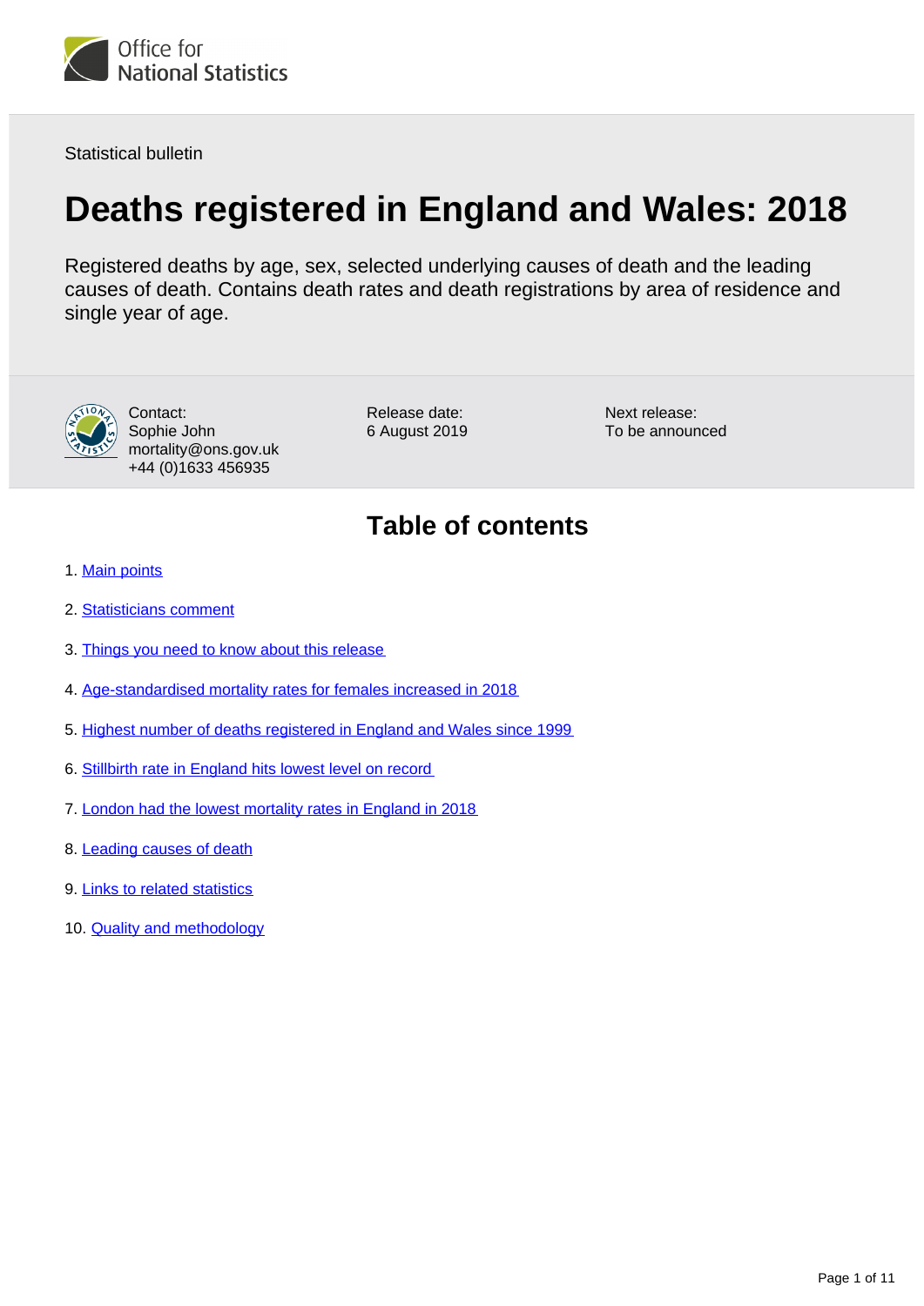Statistical bulletin

# Deaths registered in England and Wales: 2018

Registered deaths by age, sex, selected underlying causes of death and the leading causes of death. Contains death rates and death registrations by area of residence and single year of age.

Contact:
Sophie John
mortality@ons.gov.uk
+44 (0)1633 456935

Release date:
6 August 2019

Next release:
To be announced

## Table of contents

1. Main points
2. Statisticians comment
3. Things you need to know about this release
4. Age-standardised mortality rates for females increased in 2018
5. Highest number of deaths registered in England and Wales since 1999
6. Stillbirth rate in England hits lowest level on record
7. London had the lowest mortality rates in England in 2018
8. Leading causes of death
9. Links to related statistics
10. Quality and methodology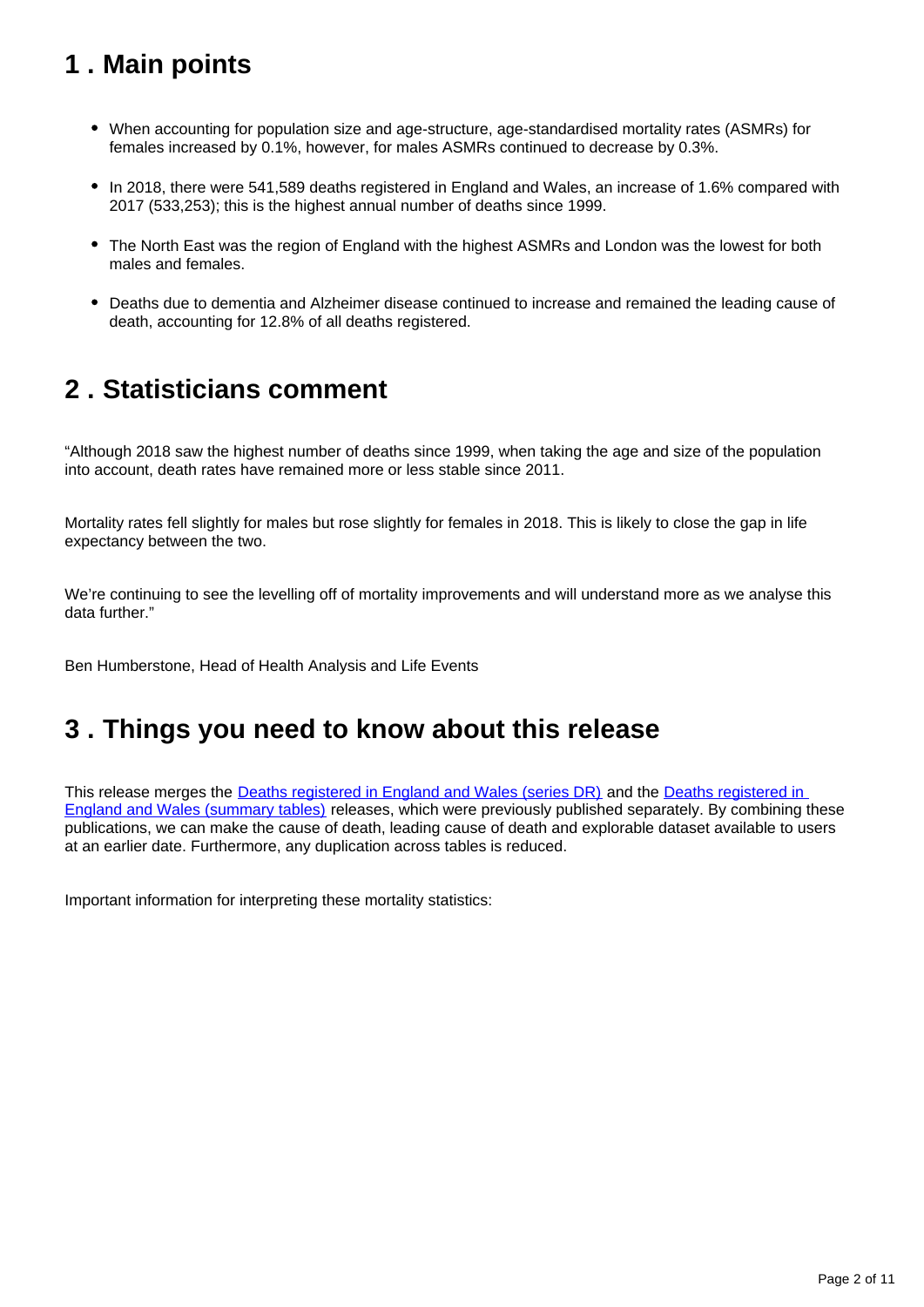## 1 . Main points

- When accounting for population size and age-structure, age-standardised mortality rates (ASMRs) for females increased by 0.1%, however, for males ASMRs continued to decrease by 0.3%.
- In 2018, there were 541,589 deaths registered in England and Wales, an increase of 1.6% compared with 2017 (533,253); this is the highest annual number of deaths since 1999.
- The North East was the region of England with the highest ASMRs and London was the lowest for both males and females.
- Deaths due to dementia and Alzheimer disease continued to increase and remained the leading cause of death, accounting for 12.8% of all deaths registered.

## 2 . Statisticians comment

"Although 2018 saw the highest number of deaths since 1999, when taking the age and size of the population into account, death rates have remained more or less stable since 2011.

Mortality rates fell slightly for males but rose slightly for females in 2018. This is likely to close the gap in life expectancy between the two.

We're continuing to see the levelling off of mortality improvements and will understand more as we analyse this data further."

Ben Humberstone, Head of Health Analysis and Life Events

## 3 . Things you need to know about this release

This release merges the [Deaths registered in England and Wales (series DR)] and the [Deaths registered in England and Wales (summary tables)] releases, which were previously published separately. By combining these publications, we can make the cause of death, leading cause of death and explorable dataset available to users at an earlier date. Furthermore, any duplication across tables is reduced.

Important information for interpreting these mortality statistics: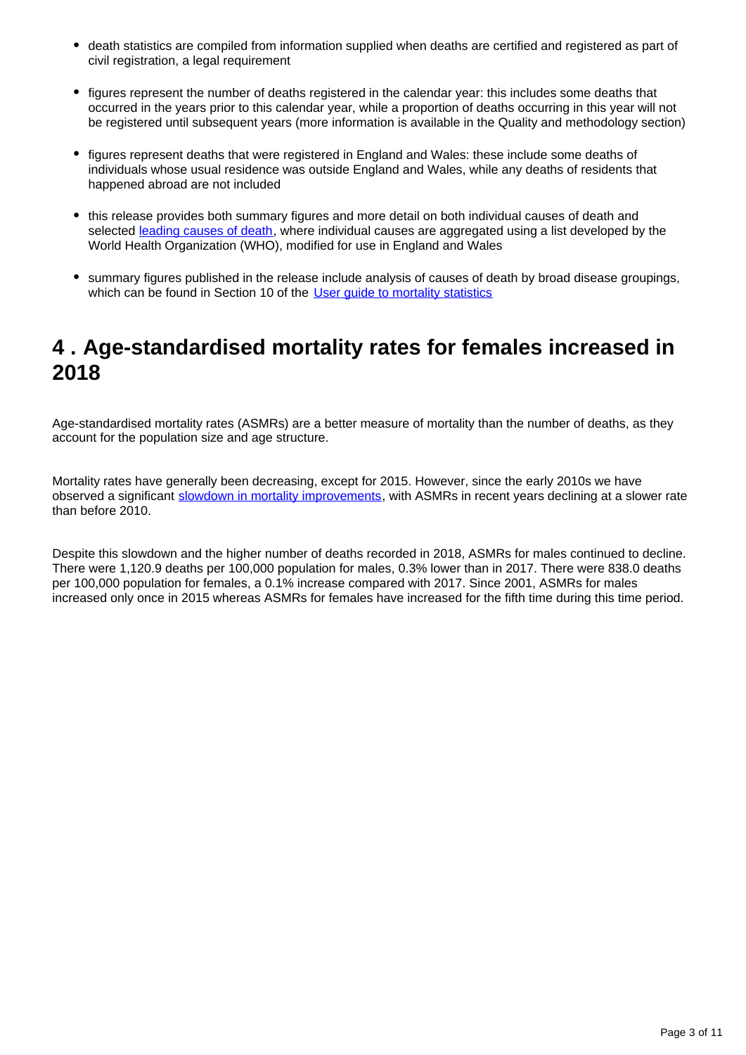- death statistics are compiled from information supplied when deaths are certified and registered as part of civil registration, a legal requirement
- figures represent the number of deaths registered in the calendar year: this includes some deaths that occurred in the years prior to this calendar year, while a proportion of deaths occurring in this year will not be registered until subsequent years (more information is available in the Quality and methodology section)
- figures represent deaths that were registered in England and Wales: these include some deaths of individuals whose usual residence was outside England and Wales, while any deaths of residents that happened abroad are not included
- this release provides both summary figures and more detail on both individual causes of death and selected leading causes of death, where individual causes are aggregated using a list developed by the World Health Organization (WHO), modified for use in England and Wales
- summary figures published in the release include analysis of causes of death by broad disease groupings, which can be found in Section 10 of the User guide to mortality statistics

# 4 . Age-standardised mortality rates for females increased in 2018

Age-standardised mortality rates (ASMRs) are a better measure of mortality than the number of deaths, as they account for the population size and age structure.

Mortality rates have generally been decreasing, except for 2015. However, since the early 2010s we have observed a significant slowdown in mortality improvements, with ASMRs in recent years declining at a slower rate than before 2010.

Despite this slowdown and the higher number of deaths recorded in 2018, ASMRs for males continued to decline. There were 1,120.9 deaths per 100,000 population for males, 0.3% lower than in 2017. There were 838.0 deaths per 100,000 population for females, a 0.1% increase compared with 2017. Since 2001, ASMRs for males increased only once in 2015 whereas ASMRs for females have increased for the fifth time during this time period.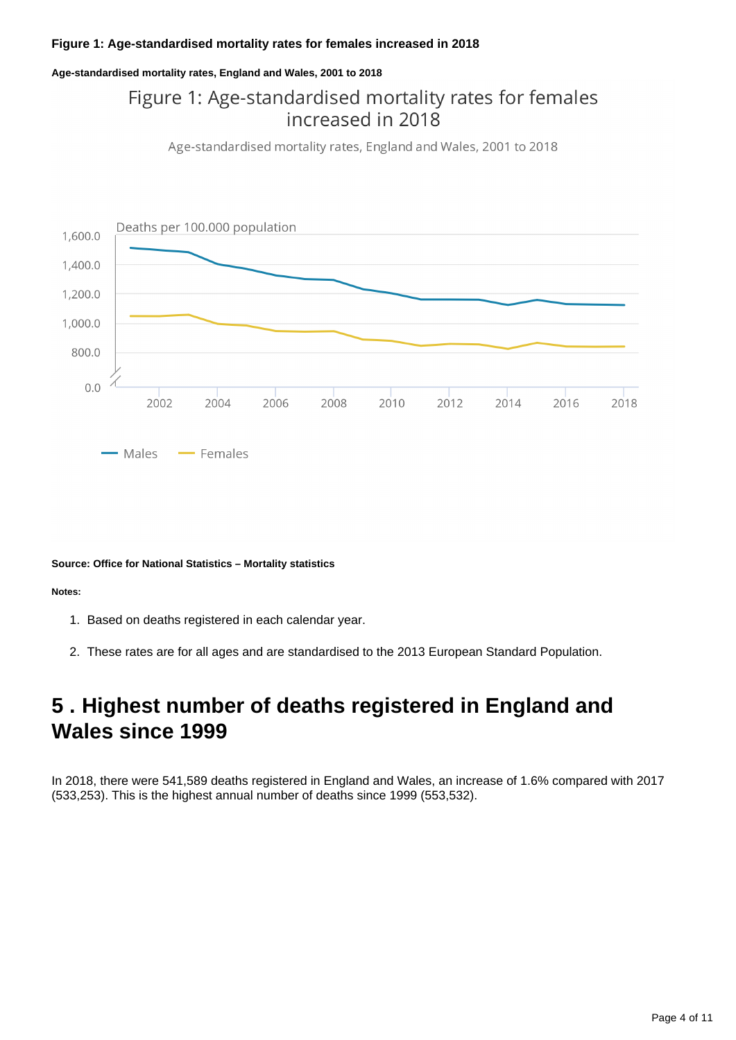**Figure 1: Age-standardised mortality rates for females increased in 2018**

**Age-standardised mortality rates, England and Wales, 2001 to 2018**

**Source: Office for National Statistics – Mortality statistics**

**Notes:**

1. Based on deaths registered in each calendar year.

2. These rates are for all ages and are standardised to the 2013 European Standard Population.

## 5 . Highest number of deaths registered in England and Wales since 1999

In 2018, there were 541,589 deaths registered in England and Wales, an increase of 1.6% compared with 2017 (533,253). This is the highest annual number of deaths since 1999 (553,532).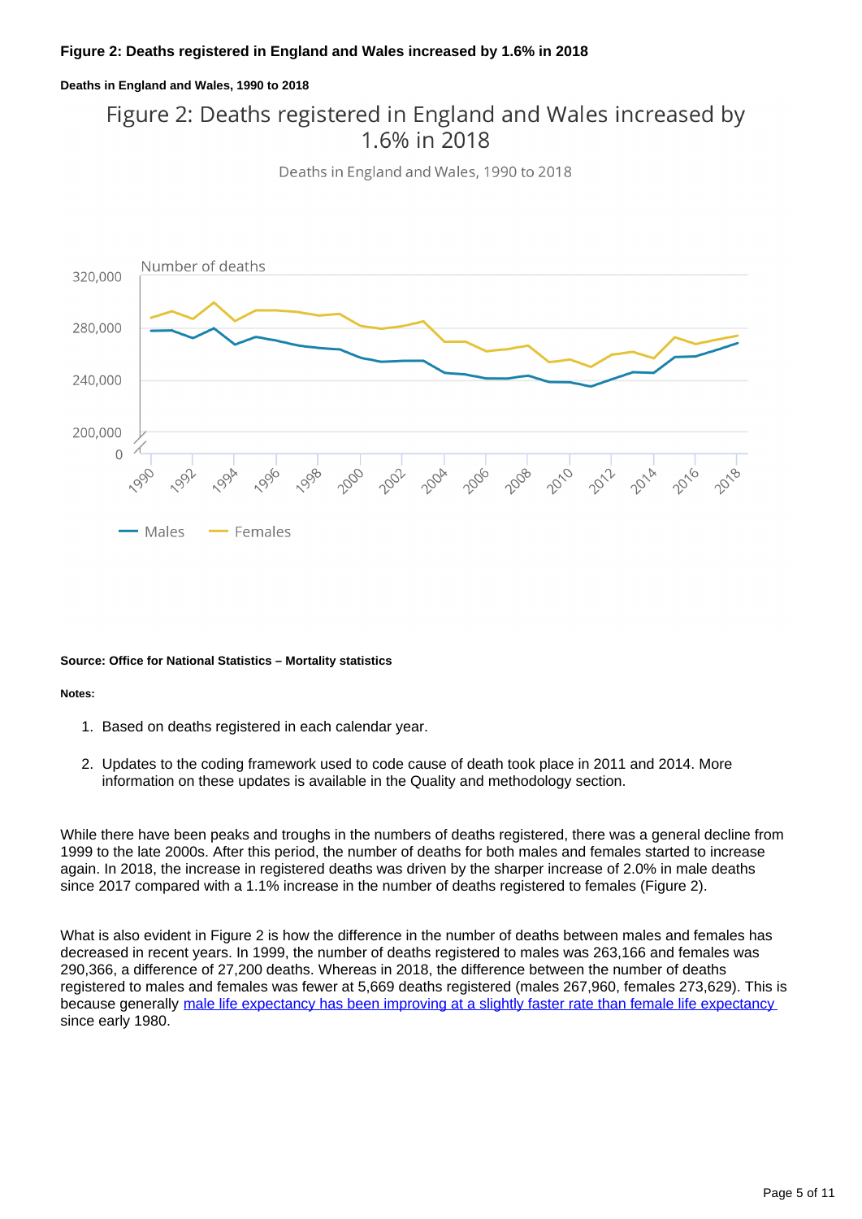**Figure 2: Deaths registered in England and Wales increased by 1.6% in 2018**

**Deaths in England and Wales, 1990 to 2018**

**Source: Office for National Statistics – Mortality statistics**

**Notes:**

1. Based on deaths registered in each calendar year.
2. Updates to the coding framework used to code cause of death took place in 2011 and 2014. More information on these updates is available in the Quality and methodology section.

While there have been peaks and troughs in the numbers of deaths registered, there was a general decline from 1999 to the late 2000s. After this period, the number of deaths for both males and females started to increase again. In 2018, the increase in registered deaths was driven by the sharper increase of 2.0% in male deaths since 2017 compared with a 1.1% increase in the number of deaths registered to females (Figure 2).

What is also evident in Figure 2 is how the difference in the number of deaths between males and females has decreased in recent years. In 1999, the number of deaths registered to males was 263,166 and females was 290,366, a difference of 27,200 deaths. Whereas in 2018, the difference between the number of deaths registered to males and females was fewer at 5,669 deaths registered (males 267,960, females 273,629). This is because generally [male life expectancy has been improving at a slightly faster rate than female life expectancy](#) since early 1980.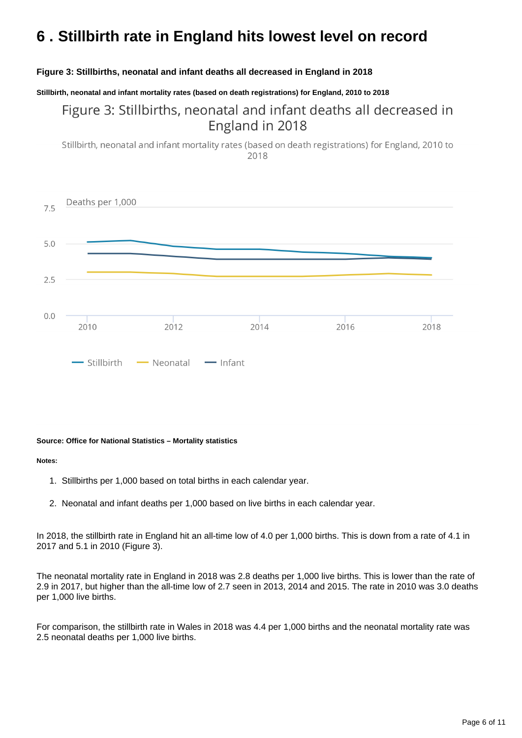# 6 . Stillbirth rate in England hits lowest level on record

**Figure 3: Stillbirths, neonatal and infant deaths all decreased in England in 2018**

**Stillbirth, neonatal and infant mortality rates (based on death registrations) for England, 2010 to 2018**

**Source: Office for National Statistics – Mortality statistics**

**Notes:**

1. Stillbirths per 1,000 based on total births in each calendar year.
2. Neonatal and infant deaths per 1,000 based on live births in each calendar year.

In 2018, the stillbirth rate in England hit an all-time low of 4.0 per 1,000 births. This is down from a rate of 4.1 in 2017 and 5.1 in 2010 (Figure 3).

The neonatal mortality rate in England in 2018 was 2.8 deaths per 1,000 live births. This is lower than the rate of 2.9 in 2017, but higher than the all-time low of 2.7 seen in 2013, 2014 and 2015. The rate in 2010 was 3.0 deaths per 1,000 live births.

For comparison, the stillbirth rate in Wales in 2018 was 4.4 per 1,000 births and the neonatal mortality rate was 2.5 neonatal deaths per 1,000 live births.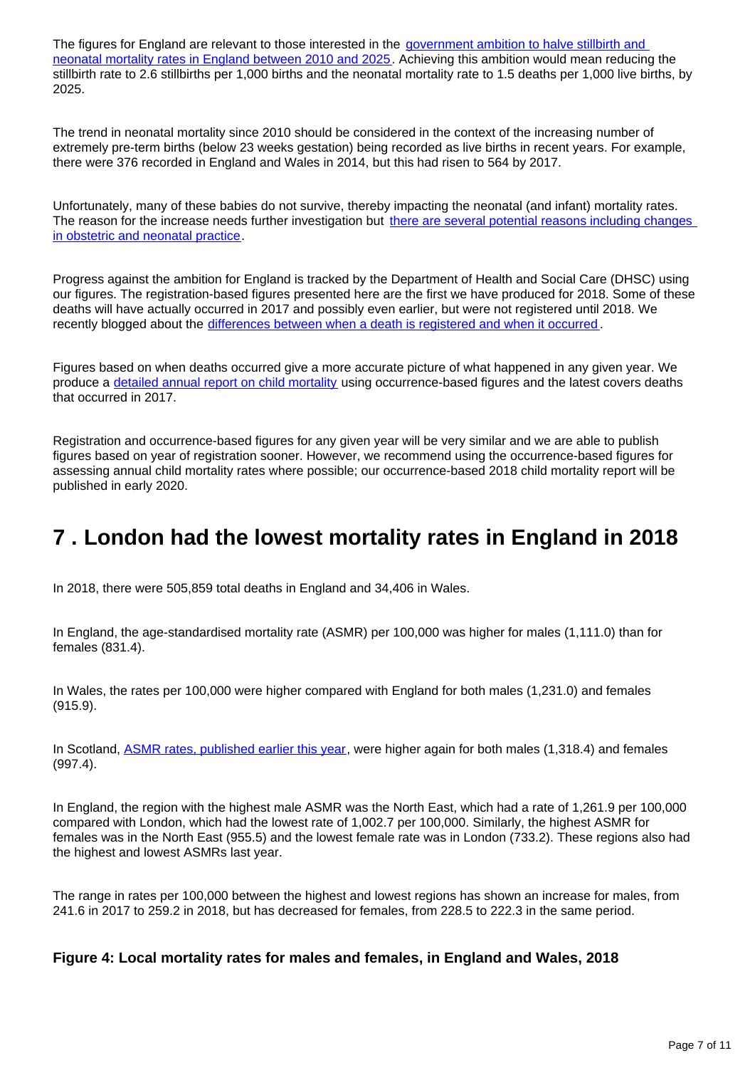The figures for England are relevant to those interested in the [government ambition to halve stillbirth and neonatal mortality rates in England between 2010 and 2025](). Achieving this ambition would mean reducing the stillbirth rate to 2.6 stillbirths per 1,000 births and the neonatal mortality rate to 1.5 deaths per 1,000 live births, by 2025.

The trend in neonatal mortality since 2010 should be considered in the context of the increasing number of extremely pre-term births (below 23 weeks gestation) being recorded as live births in recent years. For example, there were 376 recorded in England and Wales in 2014, but this had risen to 564 by 2017.

Unfortunately, many of these babies do not survive, thereby impacting the neonatal (and infant) mortality rates. The reason for the increase needs further investigation but [there are several potential reasons including changes in obstetric and neonatal practice]().

Progress against the ambition for England is tracked by the Department of Health and Social Care (DHSC) using our figures. The registration-based figures presented here are the first we have produced for 2018. Some of these deaths will have actually occurred in 2017 and possibly even earlier, but were not registered until 2018. We recently blogged about the [differences between when a death is registered and when it occurred]().

Figures based on when deaths occurred give a more accurate picture of what happened in any given year. We produce a [detailed annual report on child mortality]() using occurrence-based figures and the latest covers deaths that occurred in 2017.

Registration and occurrence-based figures for any given year will be very similar and we are able to publish figures based on year of registration sooner. However, we recommend using the occurrence-based figures for assessing annual child mortality rates where possible; our occurrence-based 2018 child mortality report will be published in early 2020.

## 7 . London had the lowest mortality rates in England in 2018

In 2018, there were 505,859 total deaths in England and 34,406 in Wales.

In England, the age-standardised mortality rate (ASMR) per 100,000 was higher for males (1,111.0) than for females (831.4).

In Wales, the rates per 100,000 were higher compared with England for both males (1,231.0) and females (915.9).

In Scotland, [ASMR rates, published earlier this year](), were higher again for both males (1,318.4) and females (997.4).

In England, the region with the highest male ASMR was the North East, which had a rate of 1,261.9 per 100,000 compared with London, which had the lowest rate of 1,002.7 per 100,000. Similarly, the highest ASMR for females was in the North East (955.5) and the lowest female rate was in London (733.2). These regions also had the highest and lowest ASMRs last year.

The range in rates per 100,000 between the highest and lowest regions has shown an increase for males, from 241.6 in 2017 to 259.2 in 2018, but has decreased for females, from 228.5 to 222.3 in the same period.

### Figure 4: Local mortality rates for males and females, in England and Wales, 2018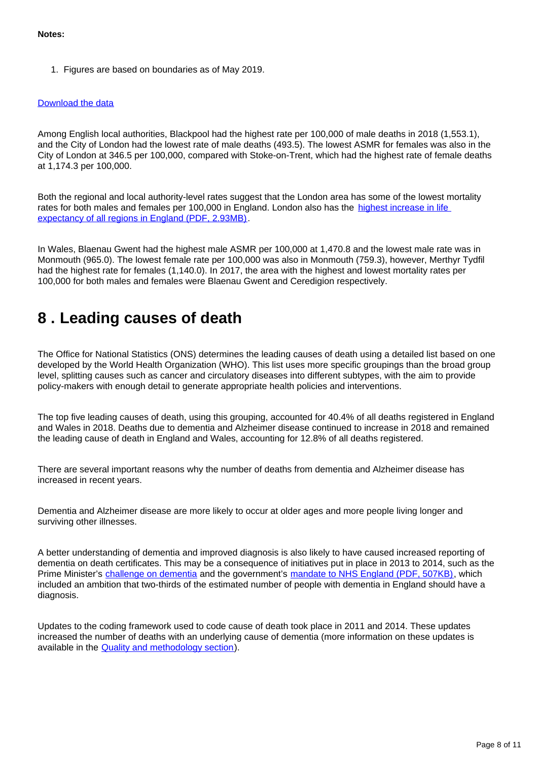**Notes:**

1. Figures are based on boundaries as of May 2019.

[Download the data](#)

Among English local authorities, Blackpool had the highest rate per 100,000 of male deaths in 2018 (1,553.1), and the City of London had the lowest rate of male deaths (493.5). The lowest ASMR for females was also in the City of London at 346.5 per 100,000, compared with Stoke-on-Trent, which had the highest rate of female deaths at 1,174.3 per 100,000.

Both the regional and local authority-level rates suggest that the London area has some of the lowest mortality rates for both males and females per 100,000 in England. London also has the [highest increase in life expectancy of all regions in England (PDF, 2.93MB)](#).

In Wales, Blaenau Gwent had the highest male ASMR per 100,000 at 1,470.8 and the lowest male rate was in Monmouth (965.0). The lowest female rate per 100,000 was also in Monmouth (759.3), however, Merthyr Tydfil had the highest rate for females (1,140.0). In 2017, the area with the highest and lowest mortality rates per 100,000 for both males and females were Blaenau Gwent and Ceredigion respectively.

## 8 . Leading causes of death

The Office for National Statistics (ONS) determines the leading causes of death using a detailed list based on one developed by the World Health Organization (WHO). This list uses more specific groupings than the broad group level, splitting causes such as cancer and circulatory diseases into different subtypes, with the aim to provide policy-makers with enough detail to generate appropriate health policies and interventions.

The top five leading causes of death, using this grouping, accounted for 40.4% of all deaths registered in England and Wales in 2018. Deaths due to dementia and Alzheimer disease continued to increase in 2018 and remained the leading cause of death in England and Wales, accounting for 12.8% of all deaths registered.

There are several important reasons why the number of deaths from dementia and Alzheimer disease has increased in recent years.

Dementia and Alzheimer disease are more likely to occur at older ages and more people living longer and surviving other illnesses.

A better understanding of dementia and improved diagnosis is also likely to have caused increased reporting of dementia on death certificates. This may be a consequence of initiatives put in place in 2013 to 2014, such as the Prime Minister's [challenge on dementia](#) and the government's [mandate to NHS England (PDF, 507KB)](#), which included an ambition that two-thirds of the estimated number of people with dementia in England should have a diagnosis.

Updates to the coding framework used to code cause of death took place in 2011 and 2014. These updates increased the number of deaths with an underlying cause of dementia (more information on these updates is available in the [Quality and methodology section](#)).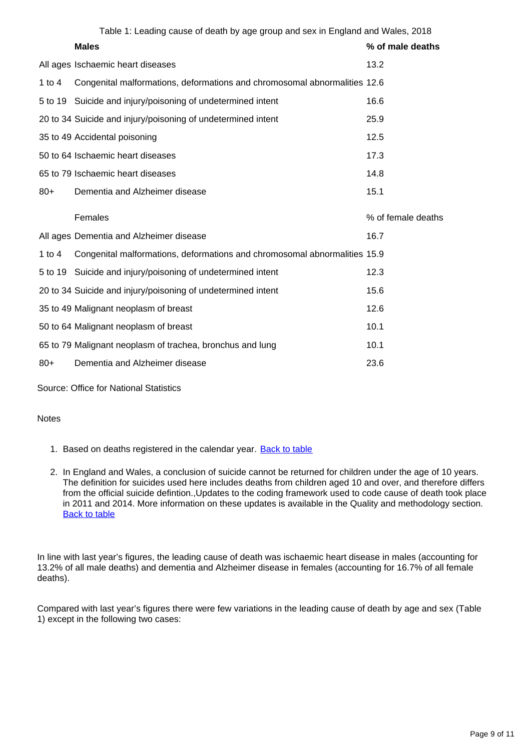Table 1: Leading cause of death by age group and sex in England and Wales, 2018

| | **Males** | **% of male deaths** |
|---|---|---|
| All ages | Ischaemic heart diseases | 13.2 |
| 1 to 4 | Congenital malformations, deformations and chromosomal abnormalities | 12.6 |
| 5 to 19 | Suicide and injury/poisoning of undetermined intent | 16.6 |
| 20 to 34 | Suicide and injury/poisoning of undetermined intent | 25.9 |
| 35 to 49 | Accidental poisoning | 12.5 |
| 50 to 64 | Ischaemic heart diseases | 17.3 |
| 65 to 79 | Ischaemic heart diseases | 14.8 |
| 80+ | Dementia and Alzheimer disease | 15.1 |
| | Females | % of female deaths |
| All ages | Dementia and Alzheimer disease | 16.7 |
| 1 to 4 | Congenital malformations, deformations and chromosomal abnormalities | 15.9 |
| 5 to 19 | Suicide and injury/poisoning of undetermined intent | 12.3 |
| 20 to 34 | Suicide and injury/poisoning of undetermined intent | 15.6 |
| 35 to 49 | Malignant neoplasm of breast | 12.6 |
| 50 to 64 | Malignant neoplasm of breast | 10.1 |
| 65 to 79 | Malignant neoplasm of trachea, bronchus and lung | 10.1 |
| 80+ | Dementia and Alzheimer disease | 23.6 |

Source: Office for National Statistics

Notes

1. Based on deaths registered in the calendar year. Back to table
2. In England and Wales, a conclusion of suicide cannot be returned for children under the age of 10 years. The definition for suicides used here includes deaths from children aged 10 and over, and therefore differs from the official suicide defintion.,Updates to the coding framework used to code cause of death took place in 2011 and 2014. More information on these updates is available in the Quality and methodology section. Back to table

In line with last year's figures, the leading cause of death was ischaemic heart disease in males (accounting for 13.2% of all male deaths) and dementia and Alzheimer disease in females (accounting for 16.7% of all female deaths).

Compared with last year's figures there were few variations in the leading cause of death by age and sex (Table 1) except in the following two cases: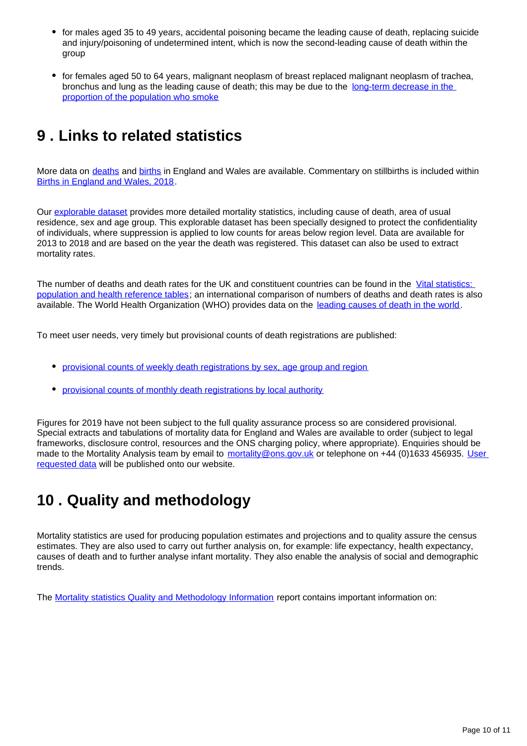- for males aged 35 to 49 years, accidental poisoning became the leading cause of death, replacing suicide and injury/poisoning of undetermined intent, which is now the second-leading cause of death within the group
- for females aged 50 to 64 years, malignant neoplasm of breast replaced malignant neoplasm of trachea, bronchus and lung as the leading cause of death; this may be due to the long-term decrease in the proportion of the population who smoke

## 9 . Links to related statistics

More data on deaths and births in England and Wales are available. Commentary on stillbirths is included within Births in England and Wales, 2018.

Our explorable dataset provides more detailed mortality statistics, including cause of death, area of usual residence, sex and age group. This explorable dataset has been specially designed to protect the confidentiality of individuals, where suppression is applied to low counts for areas below region level. Data are available for 2013 to 2018 and are based on the year the death was registered. This dataset can also be used to extract mortality rates.

The number of deaths and death rates for the UK and constituent countries can be found in the Vital statistics: population and health reference tables; an international comparison of numbers of deaths and death rates is also available. The World Health Organization (WHO) provides data on the leading causes of death in the world.

To meet user needs, very timely but provisional counts of death registrations are published:

- provisional counts of weekly death registrations by sex, age group and region
- provisional counts of monthly death registrations by local authority

Figures for 2019 have not been subject to the full quality assurance process so are considered provisional. Special extracts and tabulations of mortality data for England and Wales are available to order (subject to legal frameworks, disclosure control, resources and the ONS charging policy, where appropriate). Enquiries should be made to the Mortality Analysis team by email to mortality@ons.gov.uk or telephone on +44 (0)1633 456935. User requested data will be published onto our website.

## 10 . Quality and methodology

Mortality statistics are used for producing population estimates and projections and to quality assure the census estimates. They are also used to carry out further analysis on, for example: life expectancy, health expectancy, causes of death and to further analyse infant mortality. They also enable the analysis of social and demographic trends.

The Mortality statistics Quality and Methodology Information report contains important information on: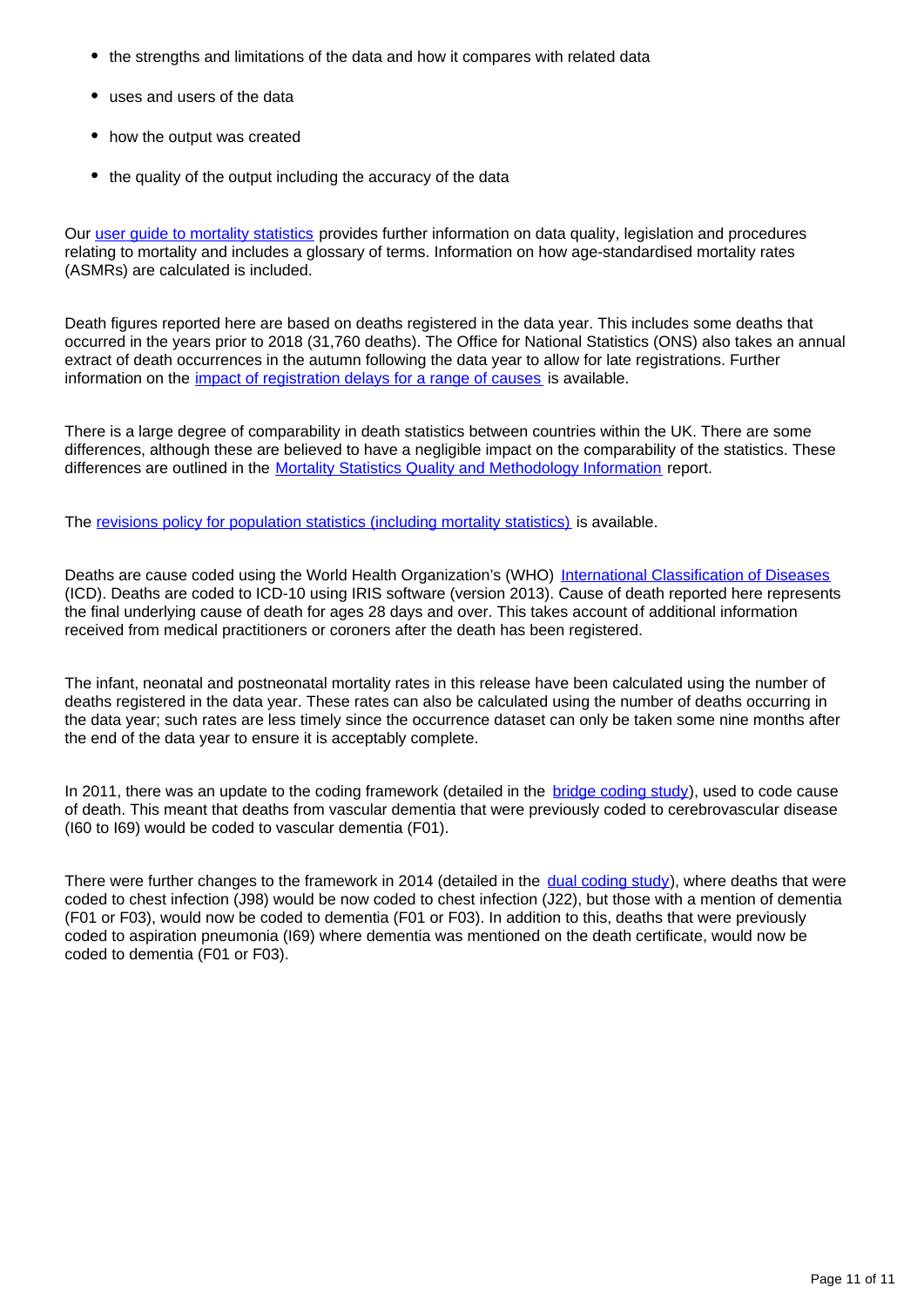- the strengths and limitations of the data and how it compares with related data
- uses and users of the data
- how the output was created
- the quality of the output including the accuracy of the data

Our [user guide to mortality statistics] provides further information on data quality, legislation and procedures relating to mortality and includes a glossary of terms. Information on how age-standardised mortality rates (ASMRs) are calculated is included.

Death figures reported here are based on deaths registered in the data year. This includes some deaths that occurred in the years prior to 2018 (31,760 deaths). The Office for National Statistics (ONS) also takes an annual extract of death occurrences in the autumn following the data year to allow for late registrations. Further information on the [impact of registration delays for a range of causes] is available.

There is a large degree of comparability in death statistics between countries within the UK. There are some differences, although these are believed to have a negligible impact on the comparability of the statistics. These differences are outlined in the [Mortality Statistics Quality and Methodology Information] report.

The [revisions policy for population statistics (including mortality statistics)] is available.

Deaths are cause coded using the World Health Organization's (WHO) [International Classification of Diseases] (ICD). Deaths are coded to ICD-10 using IRIS software (version 2013). Cause of death reported here represents the final underlying cause of death for ages 28 days and over. This takes account of additional information received from medical practitioners or coroners after the death has been registered.

The infant, neonatal and postneonatal mortality rates in this release have been calculated using the number of deaths registered in the data year. These rates can also be calculated using the number of deaths occurring in the data year; such rates are less timely since the occurrence dataset can only be taken some nine months after the end of the data year to ensure it is acceptably complete.

In 2011, there was an update to the coding framework (detailed in the [bridge coding study]), used to code cause of death. This meant that deaths from vascular dementia that were previously coded to cerebrovascular disease (I60 to I69) would be coded to vascular dementia (F01).

There were further changes to the framework in 2014 (detailed in the [dual coding study]), where deaths that were coded to chest infection (J98) would be now coded to chest infection (J22), but those with a mention of dementia (F01 or F03), would now be coded to dementia (F01 or F03). In addition to this, deaths that were previously coded to aspiration pneumonia (I69) where dementia was mentioned on the death certificate, would now be coded to dementia (F01 or F03).